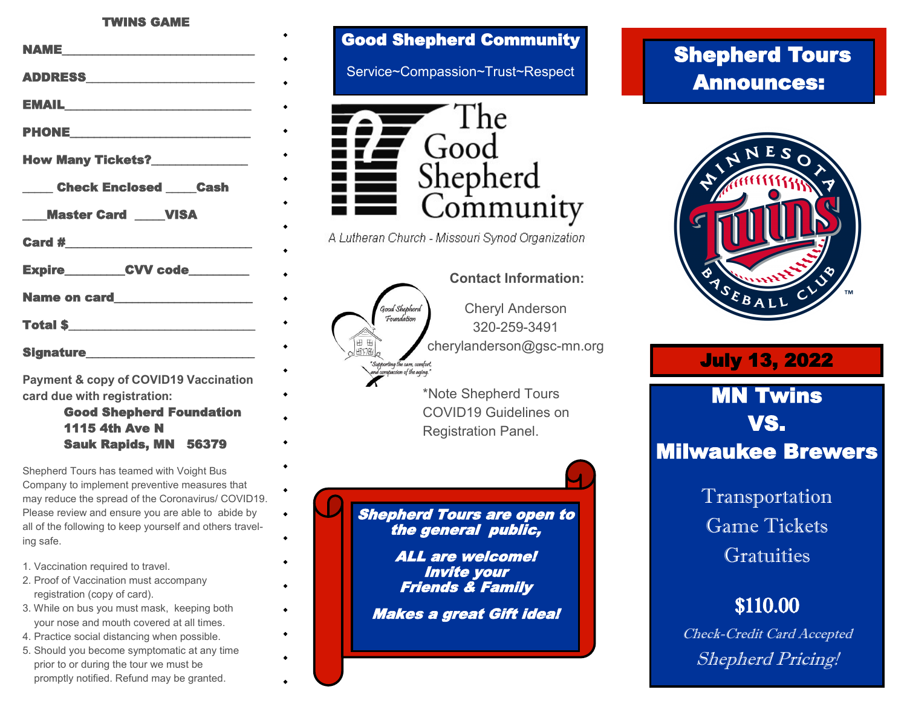## TWINS GAME

**NAME**\_\_\_\_\_\_\_\_\_\_\_\_\_\_\_\_\_\_\_\_\_\_\_\_\_\_\_\_

**ADDRESS**\_\_\_\_\_\_\_\_\_\_\_\_\_\_\_\_\_\_\_\_\_\_\_\_\_\_

**EMAIL**\_\_\_\_\_\_\_\_\_\_\_\_\_\_\_\_\_\_\_\_\_\_\_\_\_\_\_\_

**PHONE**\_\_\_\_\_\_\_\_\_\_\_\_\_\_\_\_\_\_\_\_\_\_\_\_\_\_\_

**How Many Tickets?**\_\_\_\_\_\_\_\_\_\_\_\_\_\_

\_\_\_\_\_ **Check Enclosed** \_\_\_\_**Cash**

\_\_\_\_**Master Card** \_\_\_\_**VISA**

**Card #**\_\_\_\_\_\_\_\_\_\_\_\_\_\_\_\_\_\_\_\_\_\_\_\_\_\_\_\_

**Expire**\_\_\_\_\_\_\_\_\_**CVV code**\_\_\_\_\_\_\_\_\_

**Name on card**\_\_\_\_\_\_\_\_\_\_\_\_\_\_\_\_\_\_\_\_\_

**Total $**\_\_\_\_\_\_\_\_\_\_\_\_\_\_\_\_\_\_\_\_\_\_\_\_\_\_\_

**Signature**\_\_\_\_\_\_\_\_\_\_\_\_\_\_\_\_\_\_\_\_\_\_\_\_\_\_

**Payment & copy of COVID19 Vaccination card due with registration:**

**Good Shepherd Foundation**
**1115 4th Ave N**
**Sauk Rapids, MN 56379**

Shepherd Tours has teamed with Voight Bus Company to implement preventive measures that may reduce the spread of the Coronavirus/ COVID19. Please review and ensure you are able to abide by all of the following to keep yourself and others traveling safe.

1. Vaccination required to travel.
2. Proof of Vaccination must accompany registration (copy of card).
3. While on bus you must mask, keeping both your nose and mouth covered at all times.
4. Practice social distancing when possible.
5. Should you become symptomatic at any time prior to or during the tour we must be promptly notified. Refund may be granted.

## Good Shepherd Community

Service~Compassion~Trust~Respect

The Good Shepherd Community

*A Lutheran Church - Missouri Synod Organization*

Good Shepherd Foundation
*"Supporting the care, comfort, and compassion of the aging."*

**Contact Information:**

Cheryl Anderson
320-259-3491
cherylanderson@gsc-mn.org

*Note Shepherd Tours COVID19 Guidelines on Registration Panel.

***Shepherd Tours are open to the general public,***

***ALL are welcome! Invite your Friends & Family***

***Makes a great Gift idea!***

# Shepherd Tours Announces:

MINNESOTA Twins BASEBALL CLUB

## July 13, 2022

## MN Twins VS. Milwaukee Brewers

Transportation
Game Tickets
Gratuities

**$110.00**

*Check-Credit Card Accepted*

*Shepherd Pricing!*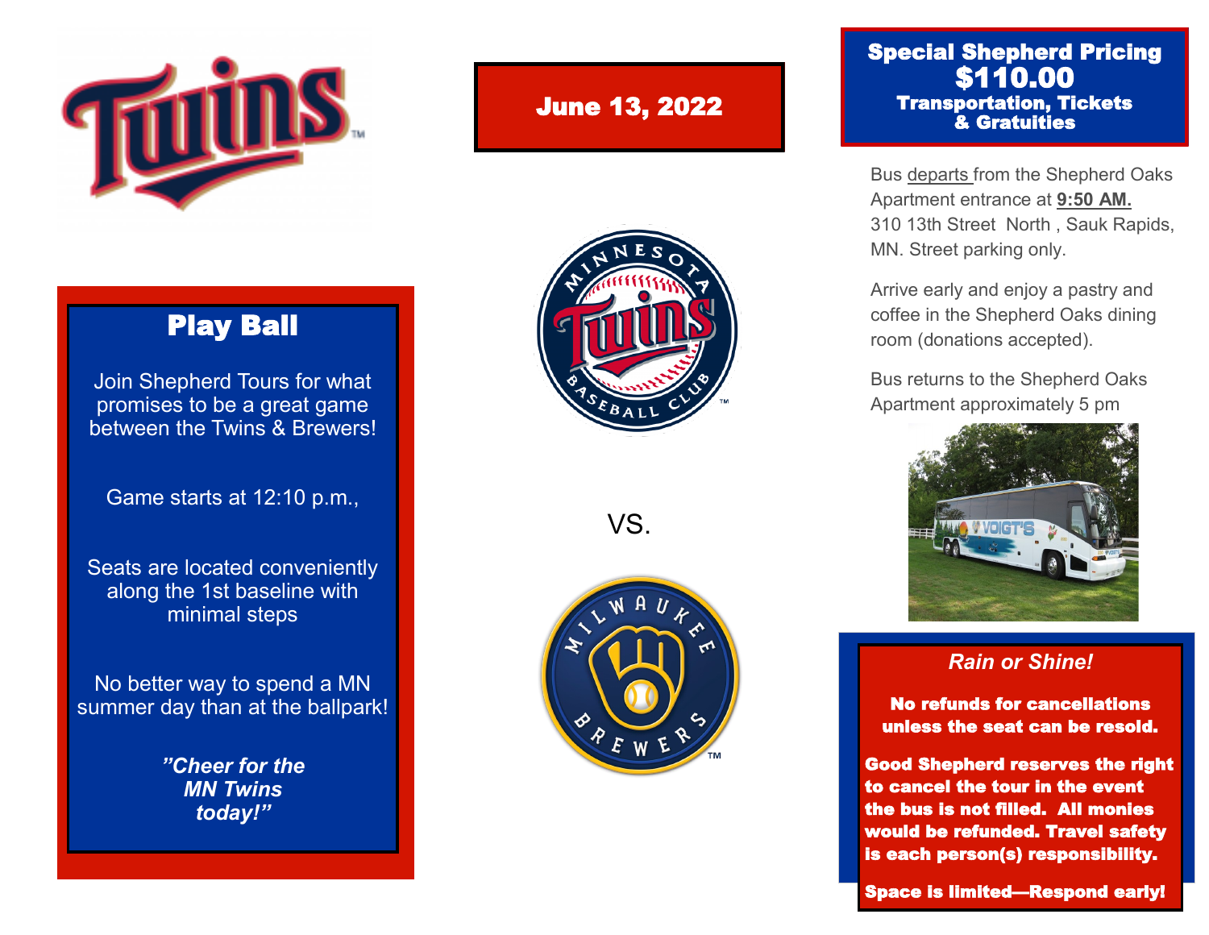June 13, 2022

**Special Shepherd Pricing**
**$110.00**
**Transportation, Tickets & Gratuities**

## Play Ball

Join Shepherd Tours for what promises to be a great game between the Twins & Brewers!

Game starts at 12:10 p.m.,

Seats are located conveniently along the 1st baseline with minimal steps

No better way to spend a MN summer day than at the ballpark!

***"Cheer for the MN Twins today!"***

VS.

Bus departs from the Shepherd Oaks Apartment entrance at **9:50 AM.** 310 13th Street North , Sauk Rapids, MN. Street parking only.

Arrive early and enjoy a pastry and coffee in the Shepherd Oaks dining room (donations accepted).

Bus returns to the Shepherd Oaks Apartment approximately 5 pm

*Rain or Shine!*

**No refunds for cancellations unless the seat can be resold.**

**Good Shepherd reserves the right to cancel the tour in the event the bus is not filled. All monies would be refunded. Travel safety is each person(s) responsibility.**

**Space is limited—Respond early!**